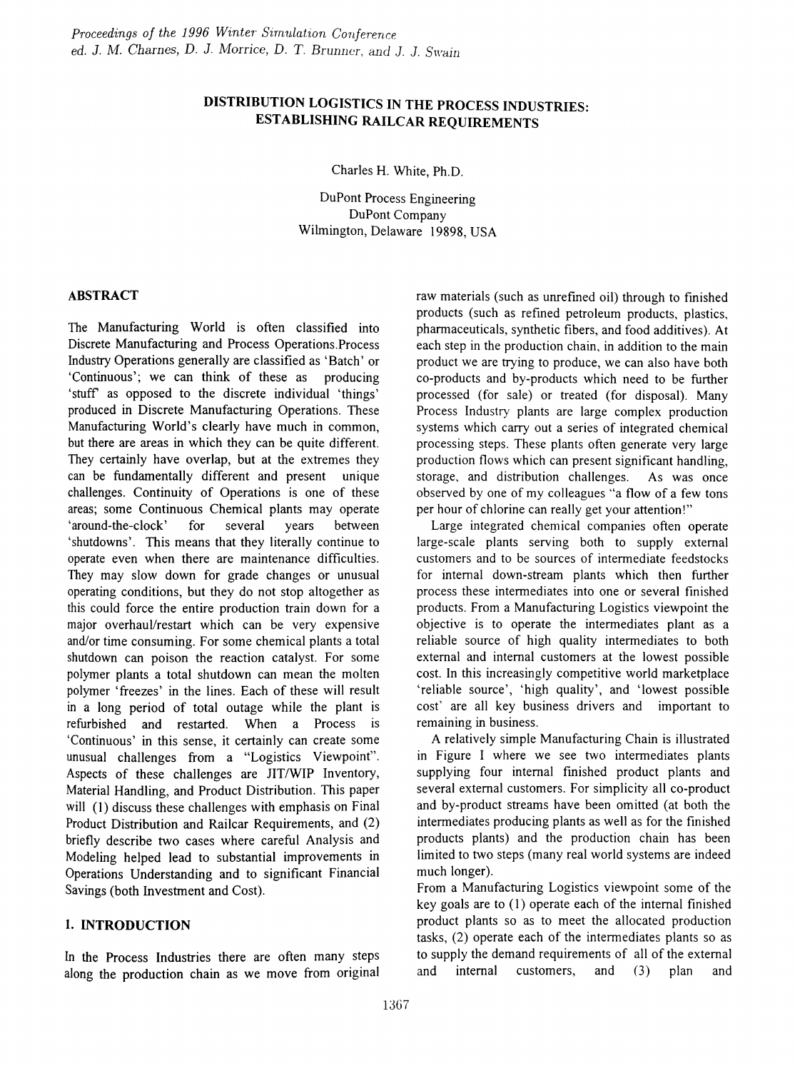# DISTRIBUTION LOGISTICS IN THE PROCESS INDUSTRIES: ESTABLISHING RAILCAR REQUIREMENTS

Charles H. White, Ph.D.

DuPont Process Engineering
DuPont Company
Wilmington, Delaware 19898, USA

## ABSTRACT

The Manufacturing World is often classified into Discrete Manufacturing and Process Operations.Process Industry Operations generally are classified as 'Batch' or 'Continuous'; we can think of these as producing 'stuff' as opposed to the discrete individual 'things' produced in Discrete Manufacturing Operations. These Manufacturing World's clearly have much in common, but there are areas in which they can be quite different. They certainly have overlap, but at the extremes they can be fundamentally different and present unique challenges. Continuity of Operations is one of these areas; some Continuous Chemical plants may operate 'around-the-clock' for several years between 'shutdowns'. This means that they literally continue to operate even when there are maintenance difficulties. They may slow down for grade changes or unusual operating conditions, but they do not stop altogether as this could force the entire production train down for a major overhaul/restart which can be very expensive and/or time consuming. For some chemical plants a total shutdown can poison the reaction catalyst. For some polymer plants a total shutdown can mean the molten polymer 'freezes' in the lines. Each of these will result in a long period of total outage while the plant is refurbished and restarted. When a Process is 'Continuous' in this sense, it certainly can create some unusual challenges from a "Logistics Viewpoint". Aspects of these challenges are JIT/WIP Inventory, Material Handling, and Product Distribution. This paper will (1) discuss these challenges with emphasis on Final Product Distribution and Railcar Requirements, and (2) briefly describe two cases where careful Analysis and Modeling helped lead to substantial improvements in Operations Understanding and to significant Financial Savings (both Investment and Cost).

## 1. INTRODUCTION

In the Process Industries there are often many steps along the production chain as we move from original raw materials (such as unrefined oil) through to finished products (such as refined petroleum products, plastics, pharmaceuticals, synthetic fibers, and food additives). At each step in the production chain, in addition to the main product we are trying to produce, we can also have both co-products and by-products which need to be further processed (for sale) or treated (for disposal). Many Process Industry plants are large complex production systems which carry out a series of integrated chemical processing steps. These plants often generate very large production flows which can present significant handling, storage, and distribution challenges. As was once observed by one of my colleagues "a flow of a few tons per hour of chlorine can really get your attention!"

Large integrated chemical companies often operate large-scale plants serving both to supply external customers and to be sources of intermediate feedstocks for internal down-stream plants which then further process these intermediates into one or several finished products. From a Manufacturing Logistics viewpoint the objective is to operate the intermediates plant as a reliable source of high quality intermediates to both external and internal customers at the lowest possible cost. In this increasingly competitive world marketplace 'reliable source', 'high quality', and 'lowest possible cost' are all key business drivers and important to remaining in business.

A relatively simple Manufacturing Chain is illustrated in Figure I where we see two intermediates plants supplying four internal finished product plants and several external customers. For simplicity all co-product and by-product streams have been omitted (at both the intermediates producing plants as well as for the finished products plants) and the production chain has been limited to two steps (many real world systems are indeed much longer).

From a Manufacturing Logistics viewpoint some of the key goals are to (1) operate each of the internal finished product plants so as to meet the allocated production tasks, (2) operate each of the intermediates plants so as to supply the demand requirements of all of the external and internal customers, and (3) plan and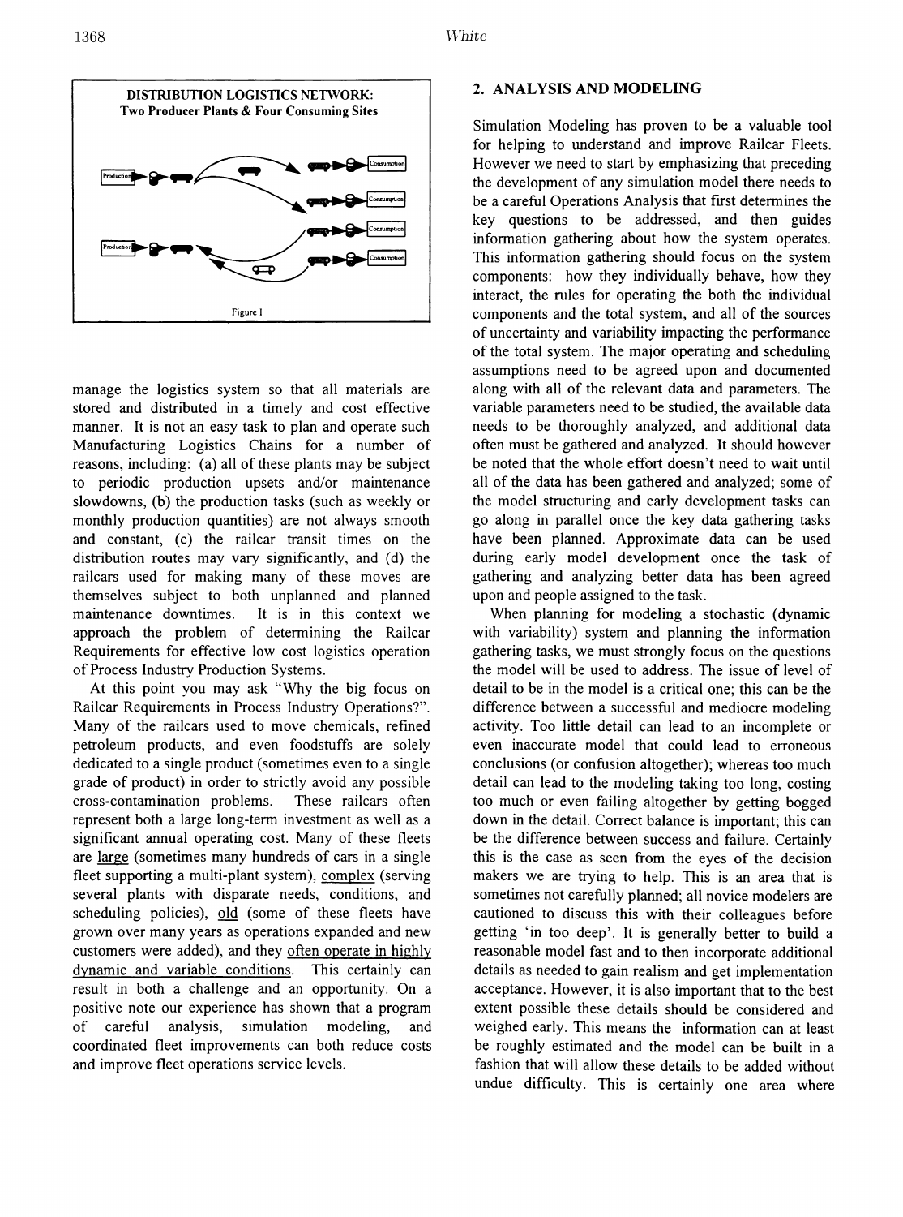**DISTRIBUTION LOGISTICS NETWORK: Two Producer Plants & Four Consuming Sites**

Figure 1

manage the logistics system so that all materials are stored and distributed in a timely and cost effective manner. It is not an easy task to plan and operate such Manufacturing Logistics Chains for a number of reasons, including: (a) all of these plants may be subject to periodic production upsets and/or maintenance slowdowns, (b) the production tasks (such as weekly or monthly production quantities) are not always smooth and constant, (c) the railcar transit times on the distribution routes may vary significantly, and (d) the railcars used for making many of these moves are themselves subject to both unplanned and planned maintenance downtimes. It is in this context we approach the problem of determining the Railcar Requirements for effective low cost logistics operation of Process Industry Production Systems.

At this point you may ask "Why the big focus on Railcar Requirements in Process Industry Operations?". Many of the railcars used to move chemicals, refined petroleum products, and even foodstuffs are solely dedicated to a single product (sometimes even to a single grade of product) in order to strictly avoid any possible cross-contamination problems. These railcars often represent both a large long-term investment as well as a significant annual operating cost. Many of these fleets are large (sometimes many hundreds of cars in a single fleet supporting a multi-plant system), complex (serving several plants with disparate needs, conditions, and scheduling policies), old (some of these fleets have grown over many years as operations expanded and new customers were added), and they often operate in highly dynamic and variable conditions. This certainly can result in both a challenge and an opportunity. On a positive note our experience has shown that a program of careful analysis, simulation modeling, and coordinated fleet improvements can both reduce costs and improve fleet operations service levels.

## 2. ANALYSIS AND MODELING

Simulation Modeling has proven to be a valuable tool for helping to understand and improve Railcar Fleets. However we need to start by emphasizing that preceding the development of any simulation model there needs to be a careful Operations Analysis that first determines the key questions to be addressed, and then guides information gathering about how the system operates. This information gathering should focus on the system components: how they individually behave, how they interact, the rules for operating the both the individual components and the total system, and all of the sources of uncertainty and variability impacting the performance of the total system. The major operating and scheduling assumptions need to be agreed upon and documented along with all of the relevant data and parameters. The variable parameters need to be studied, the available data needs to be thoroughly analyzed, and additional data often must be gathered and analyzed. It should however be noted that the whole effort doesn't need to wait until all of the data has been gathered and analyzed; some of the model structuring and early development tasks can go along in parallel once the key data gathering tasks have been planned. Approximate data can be used during early model development once the task of gathering and analyzing better data has been agreed upon and people assigned to the task.

When planning for modeling a stochastic (dynamic with variability) system and planning the information gathering tasks, we must strongly focus on the questions the model will be used to address. The issue of level of detail to be in the model is a critical one; this can be the difference between a successful and mediocre modeling activity. Too little detail can lead to an incomplete or even inaccurate model that could lead to erroneous conclusions (or confusion altogether); whereas too much detail can lead to the modeling taking too long, costing too much or even failing altogether by getting bogged down in the detail. Correct balance is important; this can be the difference between success and failure. Certainly this is the case as seen from the eyes of the decision makers we are trying to help. This is an area that is sometimes not carefully planned; all novice modelers are cautioned to discuss this with their colleagues before getting 'in too deep'. It is generally better to build a reasonable model fast and to then incorporate additional details as needed to gain realism and get implementation acceptance. However, it is also important that to the best extent possible these details should be considered and weighed early. This means the information can at least be roughly estimated and the model can be built in a fashion that will allow these details to be added without undue difficulty. This is certainly one area where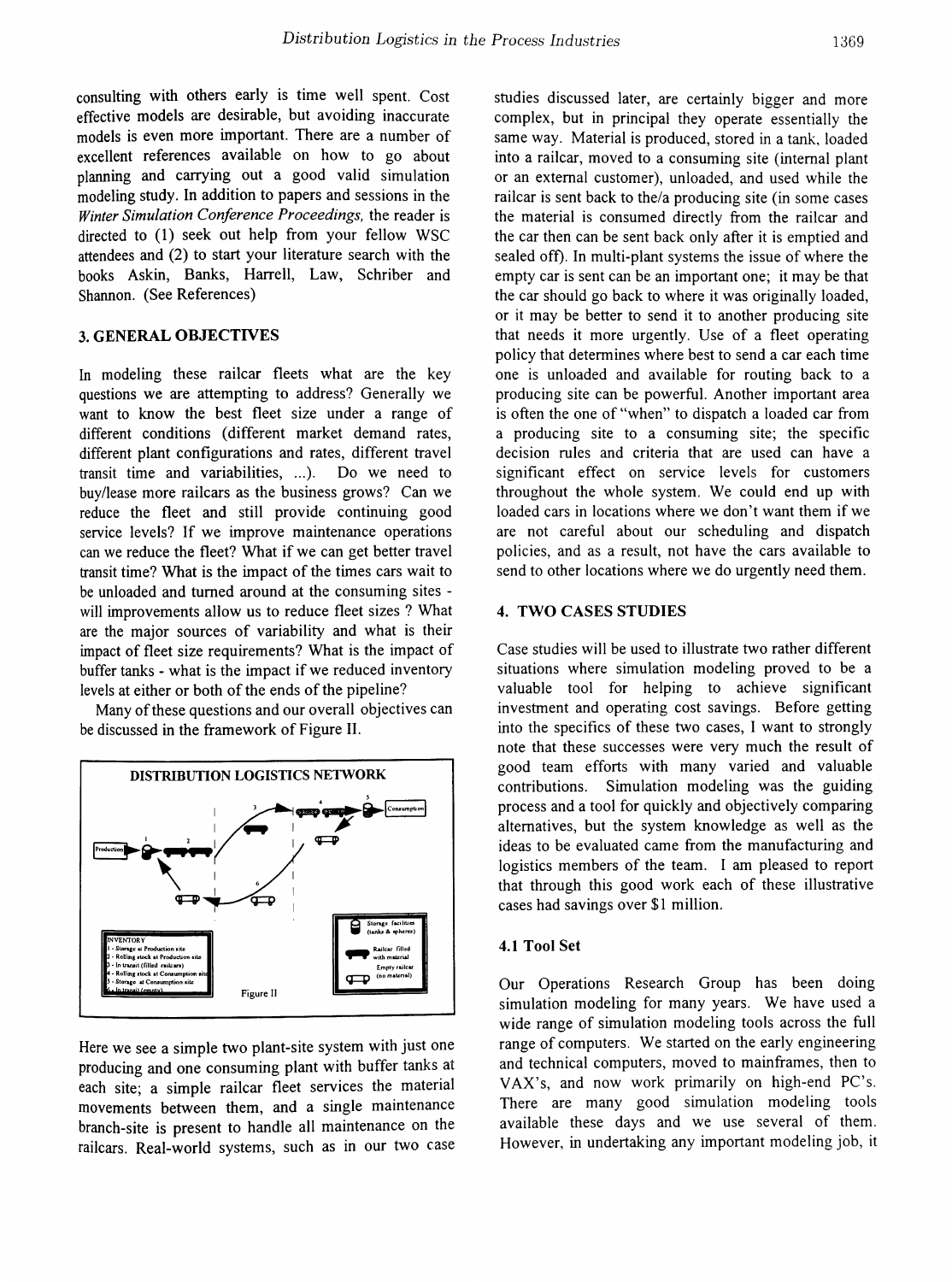consulting with others early is time well spent. Cost effective models are desirable, but avoiding inaccurate models is even more important. There are a number of excellent references available on how to go about planning and carrying out a good valid simulation modeling study. In addition to papers and sessions in the *Winter Simulation Conference Proceedings,* the reader is directed to (1) seek out help from your fellow WSC attendees and (2) to start your literature search with the books Askin, Banks, Harrell, Law, Schriber and Shannon. (See References)

## 3. GENERAL OBJECTIVES

In modeling these railcar fleets what are the key questions we are attempting to address? Generally we want to know the best fleet size under a range of different conditions (different market demand rates, different plant configurations and rates, different travel transit time and variabilities, ...). Do we need to buy/lease more railcars as the business grows? Can we reduce the fleet and still provide continuing good service levels? If we improve maintenance operations can we reduce the fleet? What if we can get better travel transit time? What is the impact of the times cars wait to be unloaded and turned around at the consuming sites - will improvements allow us to reduce fleet sizes ? What are the major sources of variability and what is their impact of fleet size requirements? What is the impact of buffer tanks - what is the impact if we reduced inventory levels at either or both of the ends of the pipeline?

Many of these questions and our overall objectives can be discussed in the framework of Figure II.

**DISTRIBUTION LOGISTICS NETWORK**

INVENTORY
1 - Storage at Production site
2 - Rolling stock at Production site
3 - In transit (filled railcars)
4 - Rolling stock at Consumption site
5 - Storage at Consumption site
6 - In transit (empty)

Storage facilities (tanks & spheres)
Railcar filled with material
Empty railcar (no material)

Figure II

Here we see a simple two plant-site system with just one producing and one consuming plant with buffer tanks at each site; a simple railcar fleet services the material movements between them, and a single maintenance branch-site is present to handle all maintenance on the railcars. Real-world systems, such as in our two case studies discussed later, are certainly bigger and more complex, but in principal they operate essentially the same way. Material is produced, stored in a tank, loaded into a railcar, moved to a consuming site (internal plant or an external customer), unloaded, and used while the railcar is sent back to the/a producing site (in some cases the material is consumed directly from the railcar and the car then can be sent back only after it is emptied and sealed off). In multi-plant systems the issue of where the empty car is sent can be an important one; it may be that the car should go back to where it was originally loaded, or it may be better to send it to another producing site that needs it more urgently. Use of a fleet operating policy that determines where best to send a car each time one is unloaded and available for routing back to a producing site can be powerful. Another important area is often the one of "when" to dispatch a loaded car from a producing site to a consuming site; the specific decision rules and criteria that are used can have a significant effect on service levels for customers throughout the whole system. We could end up with loaded cars in locations where we don't want them if we are not careful about our scheduling and dispatch policies, and as a result, not have the cars available to send to other locations where we do urgently need them.

## 4. TWO CASES STUDIES

Case studies will be used to illustrate two rather different situations where simulation modeling proved to be a valuable tool for helping to achieve significant investment and operating cost savings. Before getting into the specifics of these two cases, I want to strongly note that these successes were very much the result of good team efforts with many varied and valuable contributions. Simulation modeling was the guiding process and a tool for quickly and objectively comparing alternatives, but the system knowledge as well as the ideas to be evaluated came from the manufacturing and logistics members of the team. I am pleased to report that through this good work each of these illustrative cases had savings over $1 million.

### 4.1 Tool Set

Our Operations Research Group has been doing simulation modeling for many years. We have used a wide range of simulation modeling tools across the full range of computers. We started on the early engineering and technical computers, moved to mainframes, then to VAX's, and now work primarily on high-end PC's. There are many good simulation modeling tools available these days and we use several of them. However, in undertaking any important modeling job, it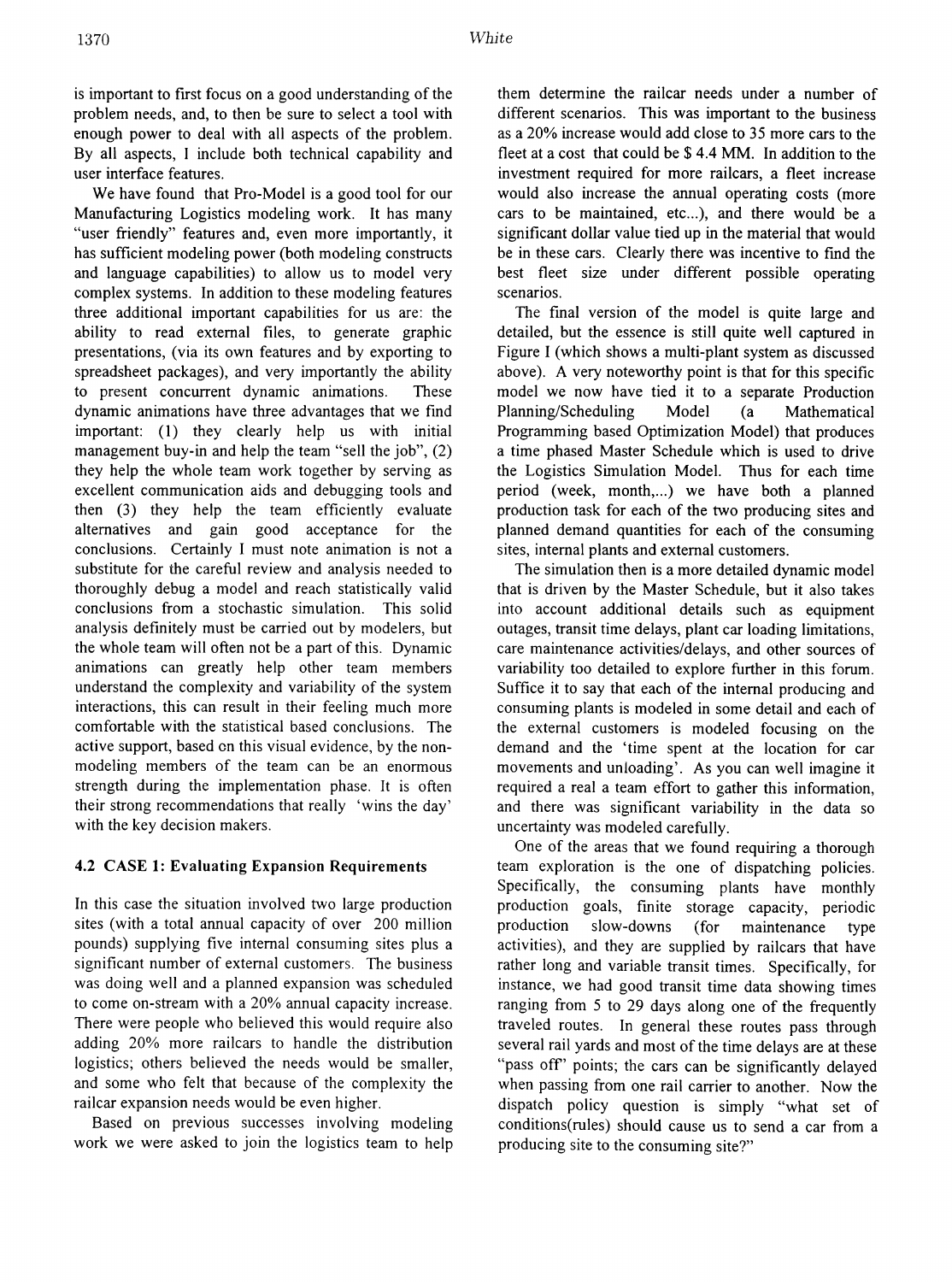is important to first focus on a good understanding of the problem needs, and, to then be sure to select a tool with enough power to deal with all aspects of the problem. By all aspects, I include both technical capability and user interface features.

We have found that Pro-Model is a good tool for our Manufacturing Logistics modeling work. It has many "user friendly" features and, even more importantly, it has sufficient modeling power (both modeling constructs and language capabilities) to allow us to model very complex systems. In addition to these modeling features three additional important capabilities for us are: the ability to read external files, to generate graphic presentations, (via its own features and by exporting to spreadsheet packages), and very importantly the ability to present concurrent dynamic animations. These dynamic animations have three advantages that we find important: (1) they clearly help us with initial management buy-in and help the team "sell the job", (2) they help the whole team work together by serving as excellent communication aids and debugging tools and then (3) they help the team efficiently evaluate alternatives and gain good acceptance for the conclusions. Certainly I must note animation is not a substitute for the careful review and analysis needed to thoroughly debug a model and reach statistically valid conclusions from a stochastic simulation. This solid analysis definitely must be carried out by modelers, but the whole team will often not be a part of this. Dynamic animations can greatly help other team members understand the complexity and variability of the system interactions, this can result in their feeling much more comfortable with the statistical based conclusions. The active support, based on this visual evidence, by the non-modeling members of the team can be an enormous strength during the implementation phase. It is often their strong recommendations that really 'wins the day' with the key decision makers.

## 4.2 CASE 1: Evaluating Expansion Requirements

In this case the situation involved two large production sites (with a total annual capacity of over 200 million pounds) supplying five internal consuming sites plus a significant number of external customers. The business was doing well and a planned expansion was scheduled to come on-stream with a 20% annual capacity increase. There were people who believed this would require also adding 20% more railcars to handle the distribution logistics; others believed the needs would be smaller, and some who felt that because of the complexity the railcar expansion needs would be even higher.

Based on previous successes involving modeling work we were asked to join the logistics team to help them determine the railcar needs under a number of different scenarios. This was important to the business as a 20% increase would add close to 35 more cars to the fleet at a cost that could be $ 4.4 MM. In addition to the investment required for more railcars, a fleet increase would also increase the annual operating costs (more cars to be maintained, etc...), and there would be a significant dollar value tied up in the material that would be in these cars. Clearly there was incentive to find the best fleet size under different possible operating scenarios.

The final version of the model is quite large and detailed, but the essence is still quite well captured in Figure I (which shows a multi-plant system as discussed above). A very noteworthy point is that for this specific model we now have tied it to a separate Production Planning/Scheduling Model (a Mathematical Programming based Optimization Model) that produces a time phased Master Schedule which is used to drive the Logistics Simulation Model. Thus for each time period (week, month,...) we have both a planned production task for each of the two producing sites and planned demand quantities for each of the consuming sites, internal plants and external customers.

The simulation then is a more detailed dynamic model that is driven by the Master Schedule, but it also takes into account additional details such as equipment outages, transit time delays, plant car loading limitations, care maintenance activities/delays, and other sources of variability too detailed to explore further in this forum. Suffice it to say that each of the internal producing and consuming plants is modeled in some detail and each of the external customers is modeled focusing on the demand and the 'time spent at the location for car movements and unloading'. As you can well imagine it required a real a team effort to gather this information, and there was significant variability in the data so uncertainty was modeled carefully.

One of the areas that we found requiring a thorough team exploration is the one of dispatching policies. Specifically, the consuming plants have monthly production goals, finite storage capacity, periodic production slow-downs (for maintenance type activities), and they are supplied by railcars that have rather long and variable transit times. Specifically, for instance, we had good transit time data showing times ranging from 5 to 29 days along one of the frequently traveled routes. In general these routes pass through several rail yards and most of the time delays are at these "pass off" points; the cars can be significantly delayed when passing from one rail carrier to another. Now the dispatch policy question is simply "what set of conditions(rules) should cause us to send a car from a producing site to the consuming site?"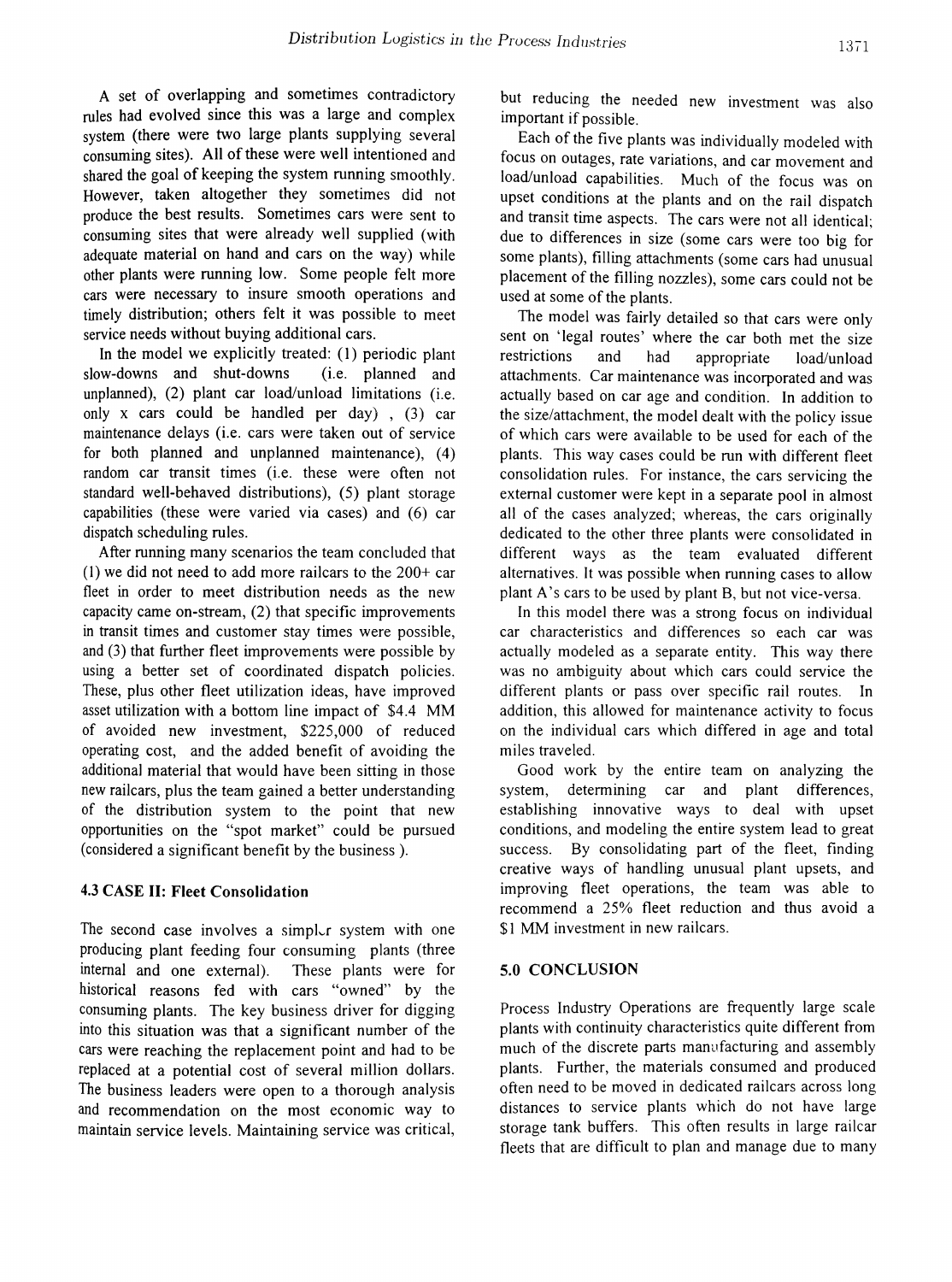A set of overlapping and sometimes contradictory rules had evolved since this was a large and complex system (there were two large plants supplying several consuming sites). All of these were well intentioned and shared the goal of keeping the system running smoothly. However, taken altogether they sometimes did not produce the best results. Sometimes cars were sent to consuming sites that were already well supplied (with adequate material on hand and cars on the way) while other plants were running low. Some people felt more cars were necessary to insure smooth operations and timely distribution; others felt it was possible to meet service needs without buying additional cars.

In the model we explicitly treated: (1) periodic plant slow-downs and shut-downs (i.e. planned and unplanned), (2) plant car load/unload limitations (i.e. only x cars could be handled per day) , (3) car maintenance delays (i.e. cars were taken out of service for both planned and unplanned maintenance), (4) random car transit times (i.e. these were often not standard well-behaved distributions), (5) plant storage capabilities (these were varied via cases) and (6) car dispatch scheduling rules.

After running many scenarios the team concluded that (1) we did not need to add more railcars to the 200+ car fleet in order to meet distribution needs as the new capacity came on-stream, (2) that specific improvements in transit times and customer stay times were possible, and (3) that further fleet improvements were possible by using a better set of coordinated dispatch policies. These, plus other fleet utilization ideas, have improved asset utilization with a bottom line impact of \$4.4 MM of avoided new investment, \$225,000 of reduced operating cost, and the added benefit of avoiding the additional material that would have been sitting in those new railcars, plus the team gained a better understanding of the distribution system to the point that new opportunities on the "spot market" could be pursued (considered a significant benefit by the business ).

### 4.3 CASE II: Fleet Consolidation

The second case involves a simpler system with one producing plant feeding four consuming plants (three internal and one external). These plants were for historical reasons fed with cars "owned" by the consuming plants. The key business driver for digging into this situation was that a significant number of the cars were reaching the replacement point and had to be replaced at a potential cost of several million dollars. The business leaders were open to a thorough analysis and recommendation on the most economic way to maintain service levels. Maintaining service was critical, but reducing the needed new investment was also important if possible.

Each of the five plants was individually modeled with focus on outages, rate variations, and car movement and load/unload capabilities. Much of the focus was on upset conditions at the plants and on the rail dispatch and transit time aspects. The cars were not all identical; due to differences in size (some cars were too big for some plants), filling attachments (some cars had unusual placement of the filling nozzles), some cars could not be used at some of the plants.

The model was fairly detailed so that cars were only sent on 'legal routes' where the car both met the size restrictions and had appropriate load/unload attachments. Car maintenance was incorporated and was actually based on car age and condition. In addition to the size/attachment, the model dealt with the policy issue of which cars were available to be used for each of the plants. This way cases could be run with different fleet consolidation rules. For instance, the cars servicing the external customer were kept in a separate pool in almost all of the cases analyzed; whereas, the cars originally dedicated to the other three plants were consolidated in different ways as the team evaluated different alternatives. It was possible when running cases to allow plant A's cars to be used by plant B, but not vice-versa.

In this model there was a strong focus on individual car characteristics and differences so each car was actually modeled as a separate entity. This way there was no ambiguity about which cars could service the different plants or pass over specific rail routes. In addition, this allowed for maintenance activity to focus on the individual cars which differed in age and total miles traveled.

Good work by the entire team on analyzing the system, determining car and plant differences, establishing innovative ways to deal with upset conditions, and modeling the entire system lead to great success. By consolidating part of the fleet, finding creative ways of handling unusual plant upsets, and improving fleet operations, the team was able to recommend a 25% fleet reduction and thus avoid a \$1 MM investment in new railcars.

## 5.0 CONCLUSION

Process Industry Operations are frequently large scale plants with continuity characteristics quite different from much of the discrete parts manufacturing and assembly plants. Further, the materials consumed and produced often need to be moved in dedicated railcars across long distances to service plants which do not have large storage tank buffers. This often results in large railcar fleets that are difficult to plan and manage due to many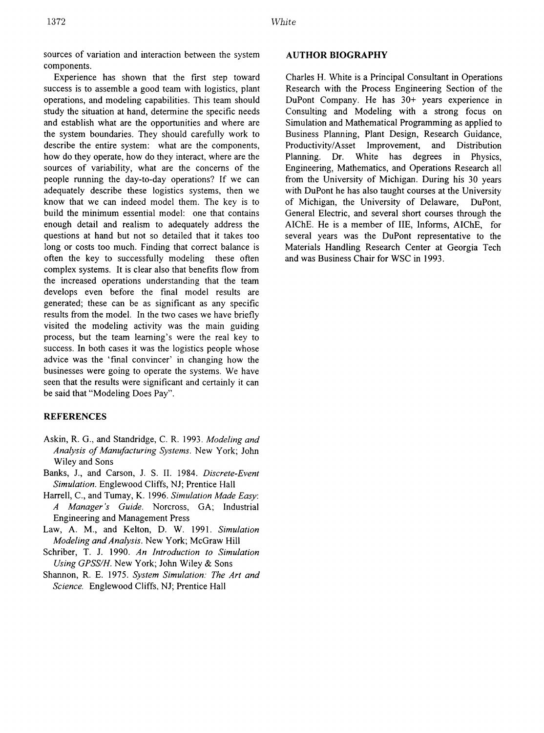sources of variation and interaction between the system components.

Experience has shown that the first step toward success is to assemble a good team with logistics, plant operations, and modeling capabilities. This team should study the situation at hand, determine the specific needs and establish what are the opportunities and where are the system boundaries. They should carefully work to describe the entire system: what are the components, how do they operate, how do they interact, where are the sources of variability, what are the concerns of the people running the day-to-day operations? If we can adequately describe these logistics systems, then we know that we can indeed model them. The key is to build the minimum essential model: one that contains enough detail and realism to adequately address the questions at hand but not so detailed that it takes too long or costs too much. Finding that correct balance is often the key to successfully modeling these often complex systems. It is clear also that benefits flow from the increased operations understanding that the team develops even before the final model results are generated; these can be as significant as any specific results from the model. In the two cases we have briefly visited the modeling activity was the main guiding process, but the team learning's were the real key to success. In both cases it was the logistics people whose advice was the 'final convincer' in changing how the businesses were going to operate the systems. We have seen that the results were significant and certainly it can be said that "Modeling Does Pay".

## REFERENCES

Askin, R. G., and Standridge, C. R. 1993. *Modeling and Analysis of Manufacturing Systems*. New York; John Wiley and Sons

Banks, J., and Carson, J. S. II. 1984. *Discrete-Event Simulation*. Englewood Cliffs, NJ; Prentice Hall

Harrell, C., and Tumay, K. 1996. *Simulation Made Easy: A Manager's Guide*. Norcross, GA; Industrial Engineering and Management Press

Law, A. M., and Kelton, D. W. 1991. *Simulation Modeling and Analysis*. New York; McGraw Hill

Schriber, T. J. 1990. *An Introduction to Simulation Using GPSS/H*. New York; John Wiley & Sons

Shannon, R. E. 1975. *System Simulation: The Art and Science*. Englewood Cliffs, NJ; Prentice Hall

## AUTHOR BIOGRAPHY

Charles H. White is a Principal Consultant in Operations Research with the Process Engineering Section of the DuPont Company. He has 30+ years experience in Consulting and Modeling with a strong focus on Simulation and Mathematical Programming as applied to Business Planning, Plant Design, Research Guidance, Productivity/Asset Improvement, and Distribution Planning. Dr. White has degrees in Physics, Engineering, Mathematics, and Operations Research all from the University of Michigan. During his 30 years with DuPont he has also taught courses at the University of Michigan, the University of Delaware, DuPont, General Electric, and several short courses through the AIChE. He is a member of IIE, Informs, AIChE, for several years was the DuPont representative to the Materials Handling Research Center at Georgia Tech and was Business Chair for WSC in 1993.